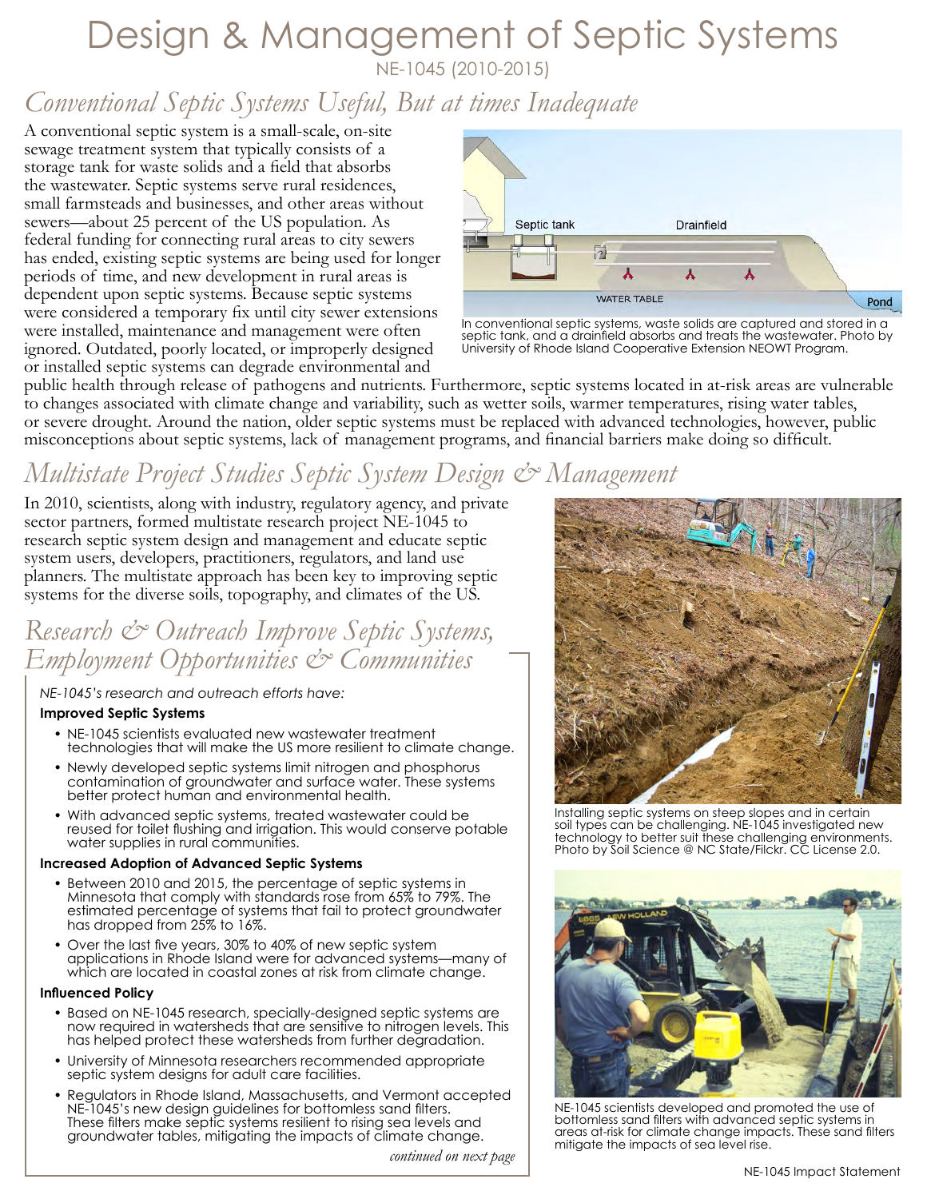# Design & Management of Septic Systems

NE-1045 (2010-2015)

## *Conventional Septic Systems Useful, But at times Inadequate*

A conventional septic system is a small-scale, on-site sewage treatment system that typically consists of a storage tank for waste solids and a field that absorbs the wastewater. Septic systems serve rural residences, small farmsteads and businesses, and other areas without sewers—about 25 percent of the US population. As federal funding for connecting rural areas to city sewers has ended, existing septic systems are being used for longer periods of time, and new development in rural areas is dependent upon septic systems. Because septic systems were considered a temporary fix until city sewer extensions were installed, maintenance and management were often ignored. Outdated, poorly located, or improperly designed or installed septic systems can degrade environmental and public health through release of pathogens and nutrients. Furthermore, septic systems located in at-risk areas are vulnerable to changes associated with climate change and variability, such as wetter soils, warmer temperatures, rising water tables, or severe drought. Around the nation, older septic systems must be replaced with advanced technologies, however, public misconceptions about septic systems, lack of management programs, and financial barriers make doing so difficult.

In conventional septic systems, waste solids are captured and stored in a septic tank, and a drainfield absorbs and treats the wastewater. Photo by University of Rhode Island Cooperative Extension NEOWT Program.

## *Multistate Project Studies Septic System Design & Management*

In 2010, scientists, along with industry, regulatory agency, and private sector partners, formed multistate research project NE-1045 to research septic system design and management and educate septic system users, developers, practitioners, regulators, and land use planners. The multistate approach has been key to improving septic systems for the diverse soils, topography, and climates of the US.

## *Research & Outreach Improve Septic Systems, Employment Opportunities & Communities*

*NE-1045's research and outreach efforts have:*

**Improved Septic Systems**

- NE-1045 scientists evaluated new wastewater treatment technologies that will make the US more resilient to climate change.
- Newly developed septic systems limit nitrogen and phosphorus contamination of groundwater and surface water. These systems better protect human and environmental health.
- With advanced septic systems, treated wastewater could be reused for toilet flushing and irrigation. This would conserve potable water supplies in rural communities.

**Increased Adoption of Advanced Septic Systems**

- Between 2010 and 2015, the percentage of septic systems in Minnesota that comply with standards rose from 65% to 79%. The estimated percentage of systems that fail to protect groundwater has dropped from 25% to 16%.
- Over the last five years, 30% to 40% of new septic system applications in Rhode Island were for advanced systems—many of which are located in coastal zones at risk from climate change.

**Influenced Policy**

- Based on NE-1045 research, specially-designed septic systems are now required in watersheds that are sensitive to nitrogen levels. This has helped protect these watersheds from further degradation.
- University of Minnesota researchers recommended appropriate septic system designs for adult care facilities.
- Regulators in Rhode Island, Massachusetts, and Vermont accepted NE-1045's new design guidelines for bottomless sand filters. These filters make septic systems resilient to rising sea levels and groundwater tables, mitigating the impacts of climate change.

*continued on next page*

Installing septic systems on steep slopes and in certain soil types can be challenging. NE-1045 investigated new technology to better suit these challenging environments. Photo by Soil Science @ NC State/Filckr. CC License 2.0.

NE-1045 scientists developed and promoted the use of bottomless sand filters with advanced septic systems in areas at-risk for climate change impacts. These sand filters mitigate the impacts of sea level rise.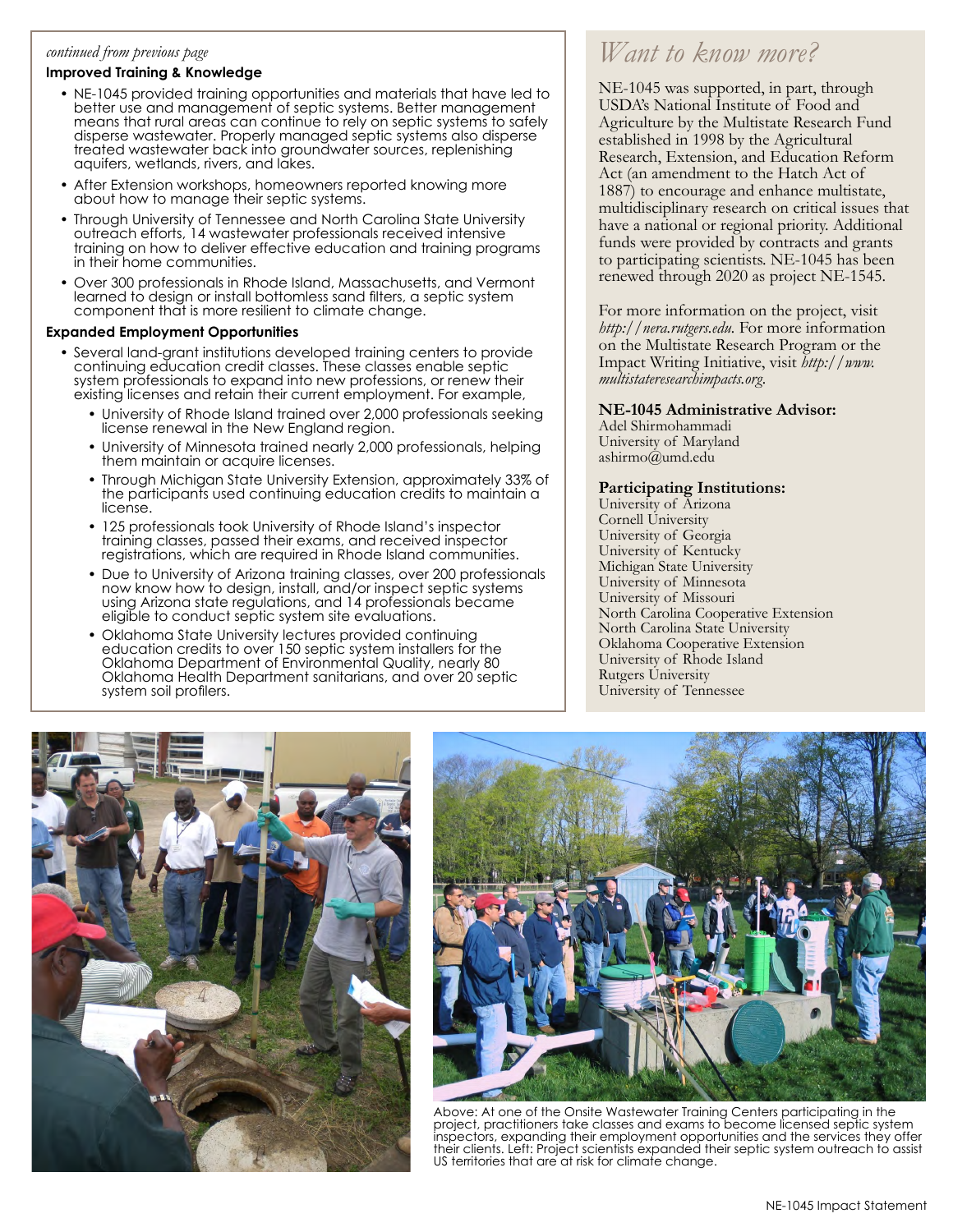*continued from previous page*

### Improved Training & Knowledge

- NE-1045 provided training opportunities and materials that have led to better use and management of septic systems. Better management means that rural areas can continue to rely on septic systems to safely disperse wastewater. Properly managed septic systems also disperse treated wastewater back into groundwater sources, replenishing aquifers, wetlands, rivers, and lakes.
- After Extension workshops, homeowners reported knowing more about how to manage their septic systems.
- Through University of Tennessee and North Carolina State University outreach efforts, 14 wastewater professionals received intensive training on how to deliver effective education and training programs in their home communities.
- Over 300 professionals in Rhode Island, Massachusetts, and Vermont learned to design or install bottomless sand filters, a septic system component that is more resilient to climate change.

### Expanded Employment Opportunities

- Several land-grant institutions developed training centers to provide continuing education credit classes. These classes enable septic system professionals to expand into new professions, or renew their existing licenses and retain their current employment. For example,
  - University of Rhode Island trained over 2,000 professionals seeking license renewal in the New England region.
  - University of Minnesota trained nearly 2,000 professionals, helping them maintain or acquire licenses.
  - Through Michigan State University Extension, approximately 33% of the participants used continuing education credits to maintain a license.
  - 125 professionals took University of Rhode Island's inspector training classes, passed their exams, and received inspector registrations, which are required in Rhode Island communities.
  - Due to University of Arizona training classes, over 200 professionals now know how to design, install, and/or inspect septic systems using Arizona state regulations, and 14 professionals became eligible to conduct septic system site evaluations.
  - Oklahoma State University lectures provided continuing education credits to over 150 septic system installers for the Oklahoma Department of Environmental Quality, nearly 80 Oklahoma Health Department sanitarians, and over 20 septic system soil profilers.

## *Want to know more?*

NE-1045 was supported, in part, through USDA's National Institute of Food and Agriculture by the Multistate Research Fund established in 1998 by the Agricultural Research, Extension, and Education Reform Act (an amendment to the Hatch Act of 1887) to encourage and enhance multistate, multidisciplinary research on critical issues that have a national or regional priority. Additional funds were provided by contracts and grants to participating scientists. NE-1045 has been renewed through 2020 as project NE-1545.

For more information on the project, visit *http://nera.rutgers.edu*. For more information on the Multistate Research Program or the Impact Writing Initiative, visit *http://www.multistateresearchimpacts.org*.

**NE-1045 Administrative Advisor:**
Adel Shirmohammadi
University of Maryland
ashirmo@umd.edu

**Participating Institutions:**
University of Arizona
Cornell University
University of Georgia
University of Kentucky
Michigan State University
University of Minnesota
University of Missouri
North Carolina Cooperative Extension
North Carolina State University
Oklahoma Cooperative Extension
University of Rhode Island
Rutgers University
University of Tennessee

Above: At one of the Onsite Wastewater Training Centers participating in the project, practitioners take classes and exams to become licensed septic system inspectors, expanding their employment opportunities and the services they offer their clients. Left: Project scientists expanded their septic system outreach to assist US territories that are at risk for climate change.